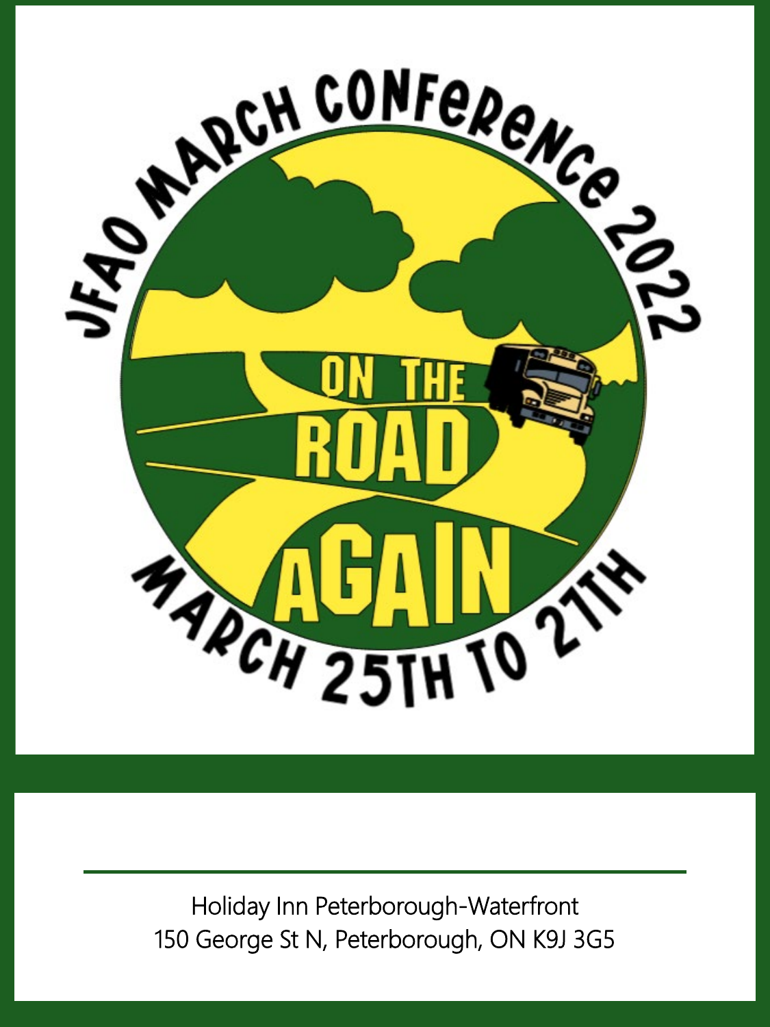# JFAO MARCH CONFERENCE 2022

## ON THE ROAD AGAIN

MARCH 25TH TO 27TH

---

Holiday Inn Peterborough-Waterfront
150 George St N, Peterborough, ON K9J 3G5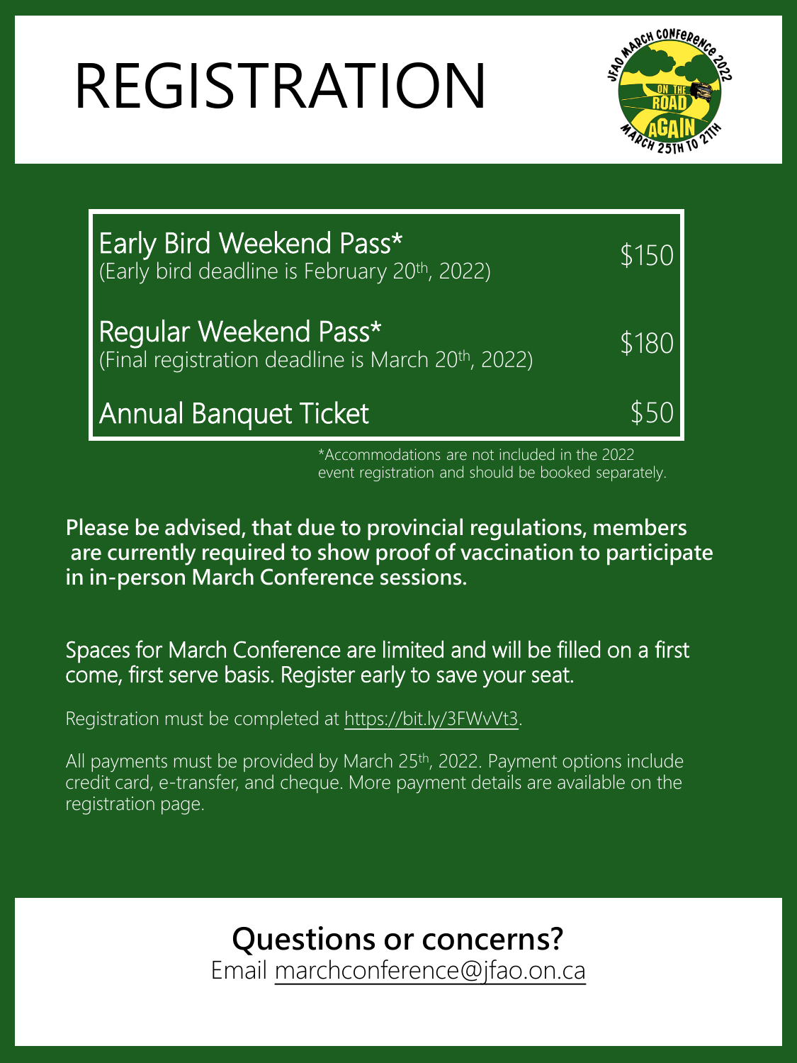# REGISTRATION

| | |
|---|---|
| **Early Bird Weekend Pass*** (Early bird deadline is February 20th, 2022) | $150 |
| **Regular Weekend Pass*** (Final registration deadline is March 20th, 2022) | $180 |
| **Annual Banquet Ticket** | $50 |

*Accommodations are not included in the 2022 event registration and should be booked separately.

**Please be advised, that due to provincial regulations, members are currently required to show proof of vaccination to participate in in-person March Conference sessions.**

Spaces for March Conference are limited and will be filled on a first come, first serve basis. Register early to save your seat.

Registration must be completed at https://bit.ly/3FWvVt3.

All payments must be provided by March 25th, 2022. Payment options include credit card, e-transfer, and cheque. More payment details are available on the registration page.

## Questions or concerns?

Email marchconference@jfao.on.ca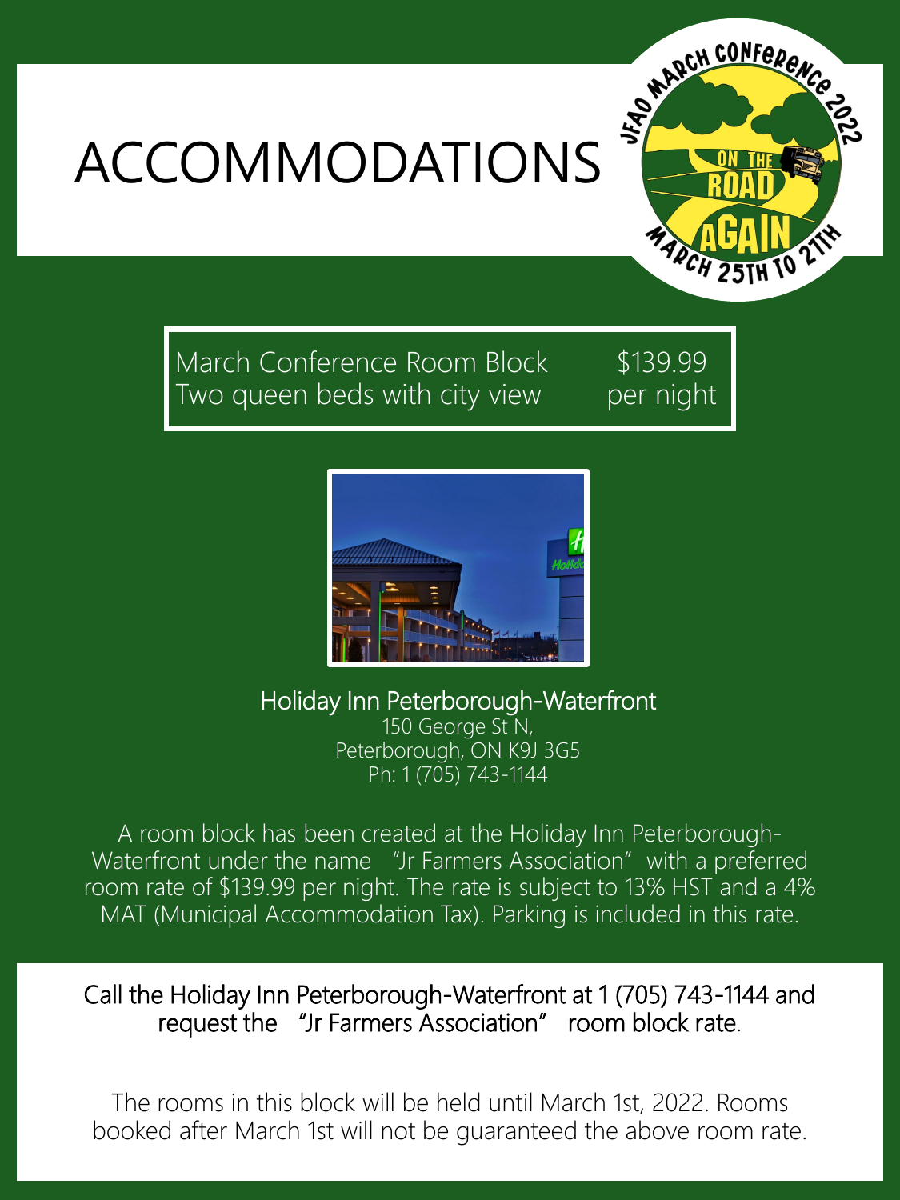# ACCOMMODATIONS

| March Conference Room Block<br>Two queen beds with city view | $139.99<br>per night |
| --- | --- |

## Holiday Inn Peterborough-Waterfront

150 George St N,
Peterborough, ON K9J 3G5
Ph: 1 (705) 743-1144

A room block has been created at the Holiday Inn Peterborough-Waterfront under the name "Jr Farmers Association" with a preferred room rate of $139.99 per night. The rate is subject to 13% HST and a 4% MAT (Municipal Accommodation Tax). Parking is included in this rate.

Call the Holiday Inn Peterborough-Waterfront at 1 (705) 743-1144 and request the "Jr Farmers Association" room block rate.

The rooms in this block will be held until March 1st, 2022. Rooms booked after March 1st will not be guaranteed the above room rate.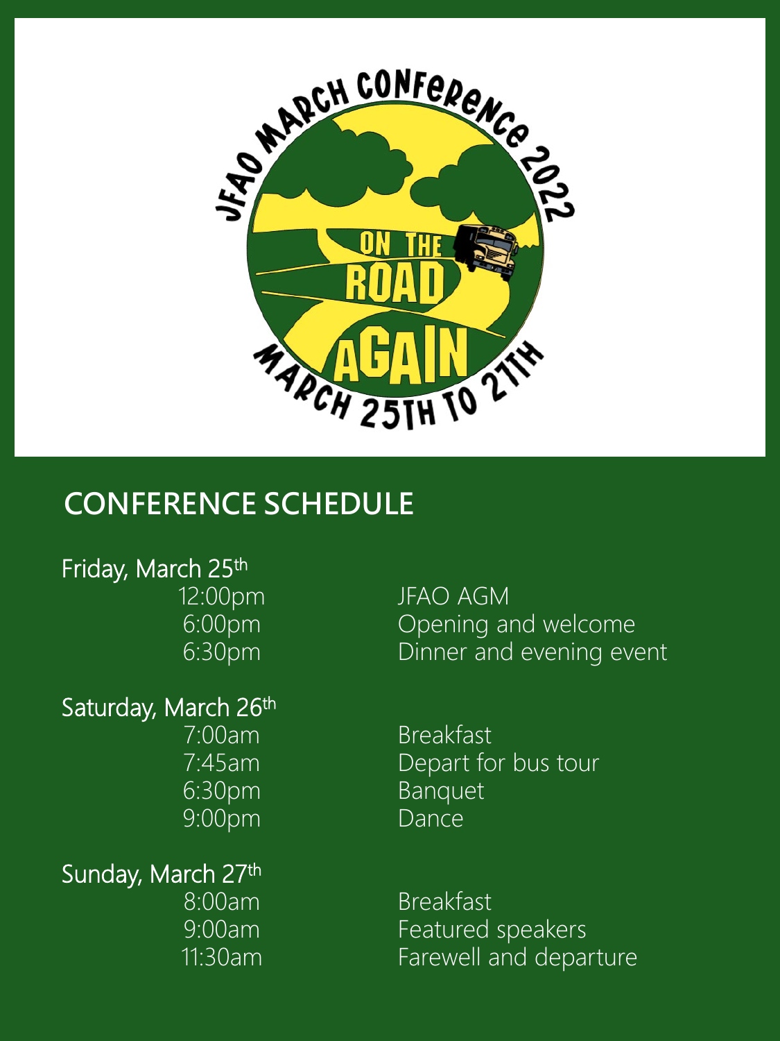JFAO MARCH CONFERENCE 2022

ON THE ROAD AGAIN

MARCH 25TH TO 27TH

## CONFERENCE SCHEDULE

**Friday, March 25th**

| Time | Event |
| --- | --- |
| 12:00pm | JFAO AGM |
| 6:00pm | Opening and welcome |
| 6:30pm | Dinner and evening event |

**Saturday, March 26th**

| Time | Event |
| --- | --- |
| 7:00am | Breakfast |
| 7:45am | Depart for bus tour |
| 6:30pm | Banquet |
| 9:00pm | Dance |

**Sunday, March 27th**

| Time | Event |
| --- | --- |
| 8:00am | Breakfast |
| 9:00am | Featured speakers |
| 11:30am | Farewell and departure |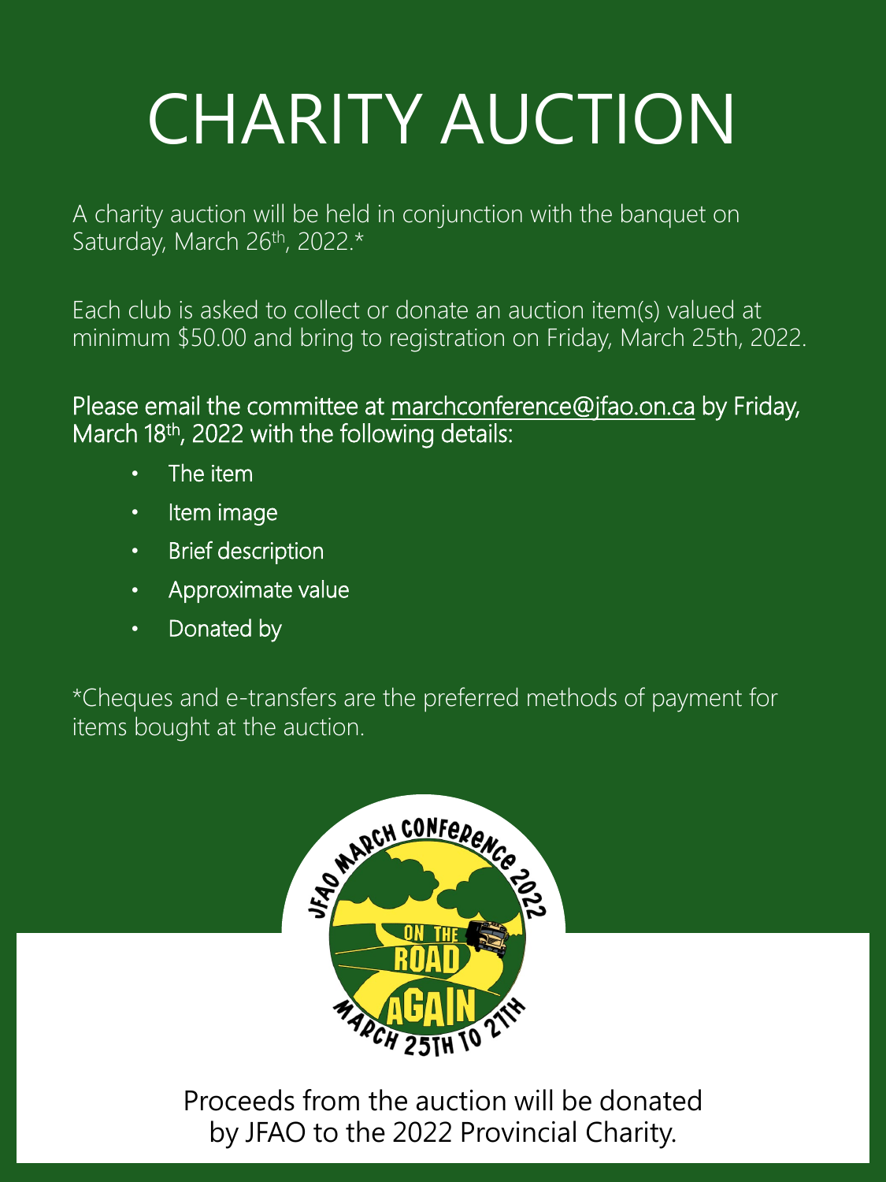# CHARITY AUCTION

A charity auction will be held in conjunction with the banquet on Saturday, March 26th, 2022.*

Each club is asked to collect or donate an auction item(s) valued at minimum $50.00 and bring to registration on Friday, March 25th, 2022.

Please email the committee at marchconference@jfao.on.ca by Friday, March 18th, 2022 with the following details:

- The item
- Item image
- Brief description
- Approximate value
- Donated by

*Cheques and e-transfers are the preferred methods of payment for items bought at the auction.

JFAO MARCH CONFERENCE 2022
ON THE ROAD AGAIN
MARCH 25TH TO 27TH

Proceeds from the auction will be donated by JFAO to the 2022 Provincial Charity.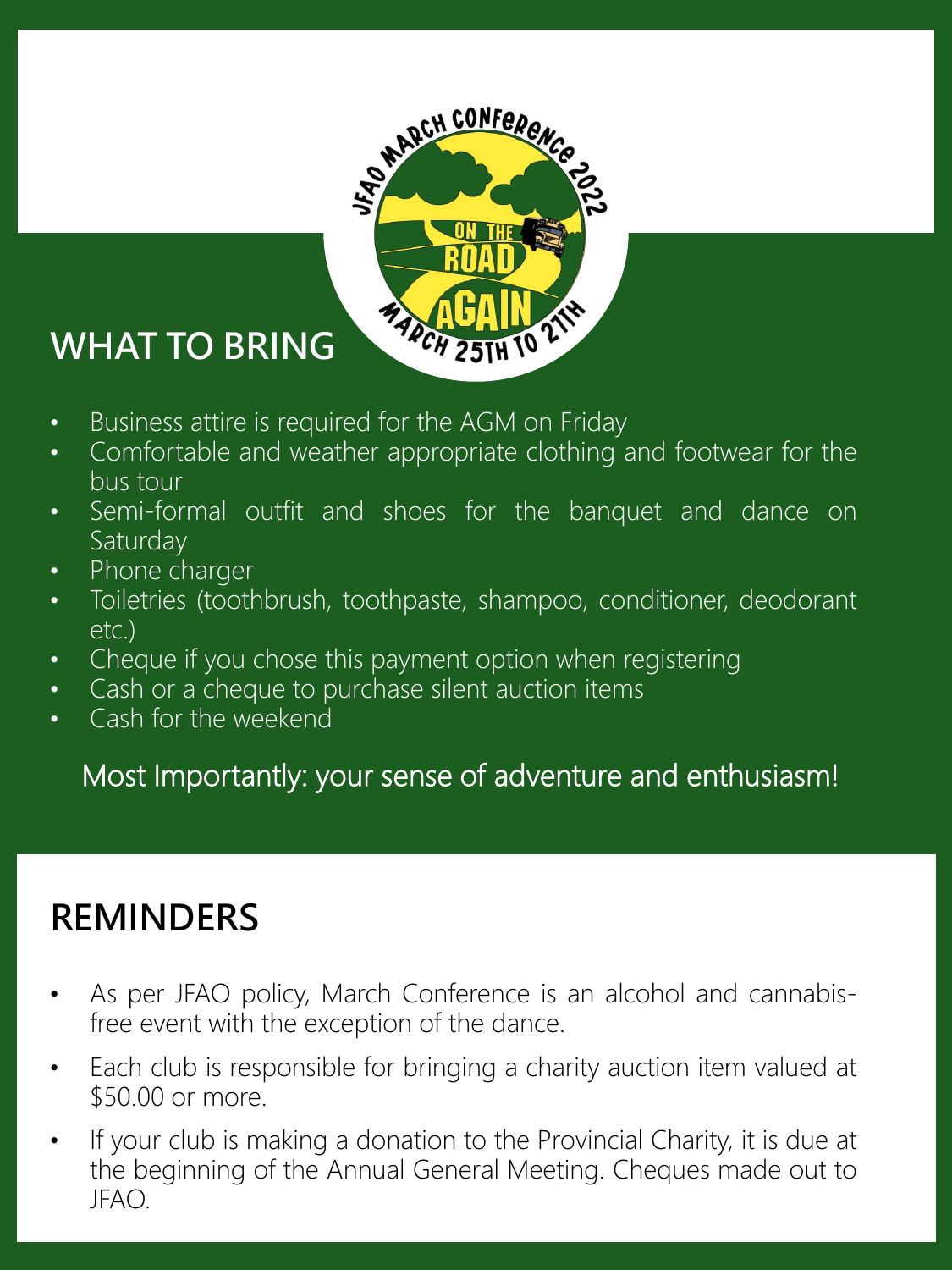## WHAT TO BRING

- Business attire is required for the AGM on Friday
- Comfortable and weather appropriate clothing and footwear for the bus tour
- Semi-formal outfit and shoes for the banquet and dance on Saturday
- Phone charger
- Toiletries (toothbrush, toothpaste, shampoo, conditioner, deodorant etc.)
- Cheque if you chose this payment option when registering
- Cash or a cheque to purchase silent auction items
- Cash for the weekend

Most Importantly: your sense of adventure and enthusiasm!

## REMINDERS

- As per JFAO policy, March Conference is an alcohol and cannabis-free event with the exception of the dance.
- Each club is responsible for bringing a charity auction item valued at $50.00 or more.
- If your club is making a donation to the Provincial Charity, it is due at the beginning of the Annual General Meeting. Cheques made out to JFAO.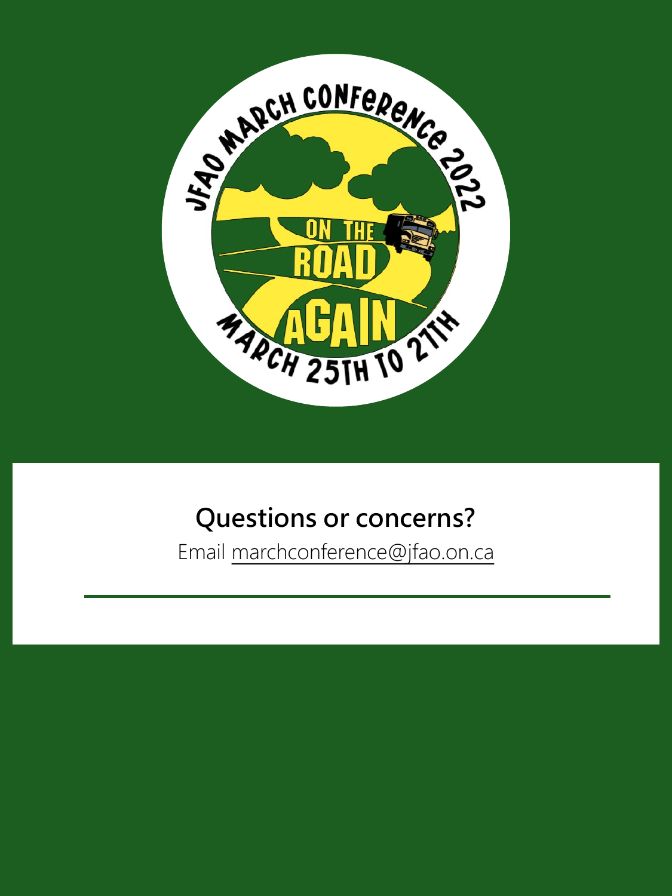JFAO MARCH CONFERENCE 2022

ON THE ROAD AGAIN

MARCH 25TH TO 27TH

## Questions or concerns?

Email marchconference@jfao.on.ca